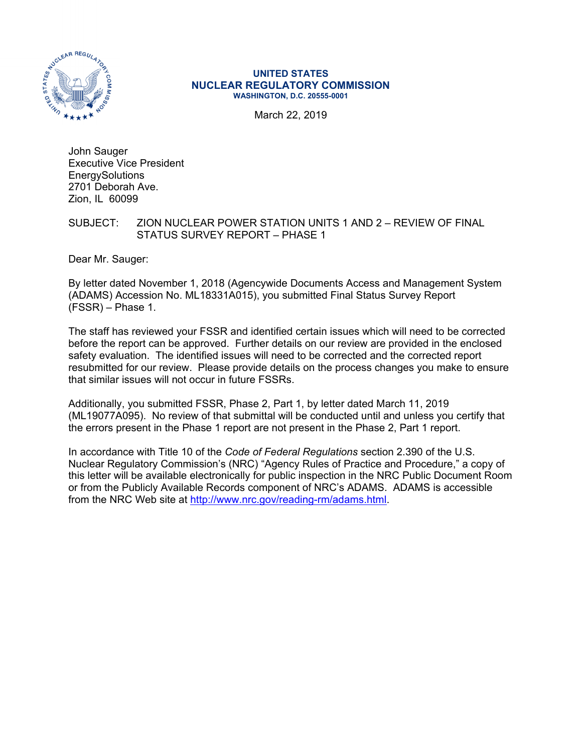**UNITED STATES**
**NUCLEAR REGULATORY COMMISSION**
**WASHINGTON, D.C. 20555-0001**

March 22, 2019

John Sauger
Executive Vice President
EnergySolutions
2701 Deborah Ave.
Zion, IL 60099

SUBJECT: ZION NUCLEAR POWER STATION UNITS 1 AND 2 – REVIEW OF FINAL STATUS SURVEY REPORT – PHASE 1

Dear Mr. Sauger:

By letter dated November 1, 2018 (Agencywide Documents Access and Management System (ADAMS) Accession No. ML18331A015), you submitted Final Status Survey Report (FSSR) – Phase 1.

The staff has reviewed your FSSR and identified certain issues which will need to be corrected before the report can be approved. Further details on our review are provided in the enclosed safety evaluation. The identified issues will need to be corrected and the corrected report resubmitted for our review. Please provide details on the process changes you make to ensure that similar issues will not occur in future FSSRs.

Additionally, you submitted FSSR, Phase 2, Part 1, by letter dated March 11, 2019 (ML19077A095). No review of that submittal will be conducted until and unless you certify that the errors present in the Phase 1 report are not present in the Phase 2, Part 1 report.

In accordance with Title 10 of the *Code of Federal Regulations* section 2.390 of the U.S. Nuclear Regulatory Commission's (NRC) "Agency Rules of Practice and Procedure," a copy of this letter will be available electronically for public inspection in the NRC Public Document Room or from the Publicly Available Records component of NRC's ADAMS. ADAMS is accessible from the NRC Web site at http://www.nrc.gov/reading-rm/adams.html.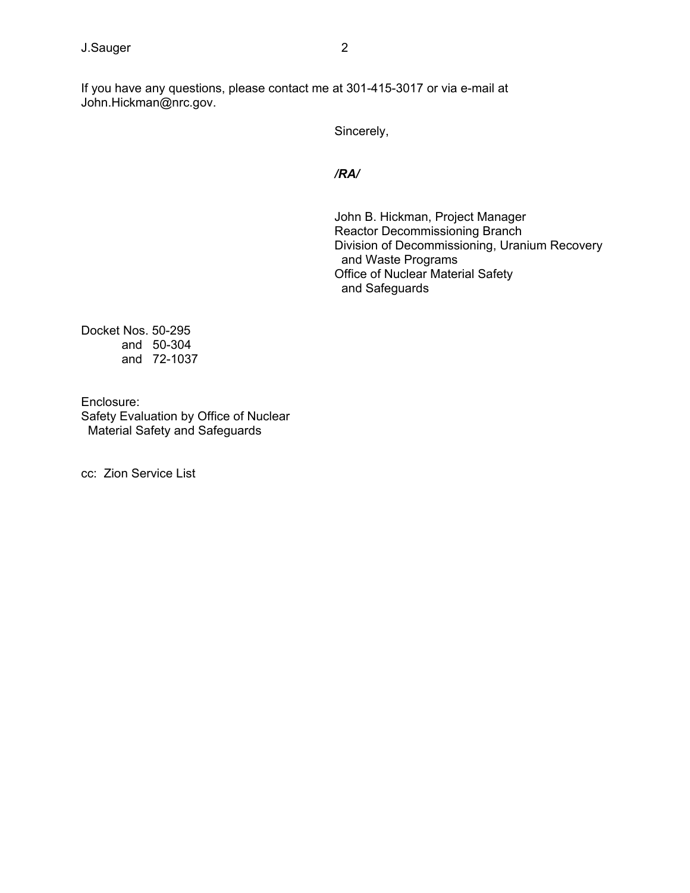If you have any questions, please contact me at 301-415-3017 or via e-mail at John.Hickman@nrc.gov.

Sincerely,

***/RA/***

John B. Hickman, Project Manager
Reactor Decommissioning Branch
Division of Decommissioning, Uranium Recovery and Waste Programs
Office of Nuclear Material Safety and Safeguards

Docket Nos. 50-295
and 50-304
and 72-1037

Enclosure:
Safety Evaluation by Office of Nuclear Material Safety and Safeguards

cc: Zion Service List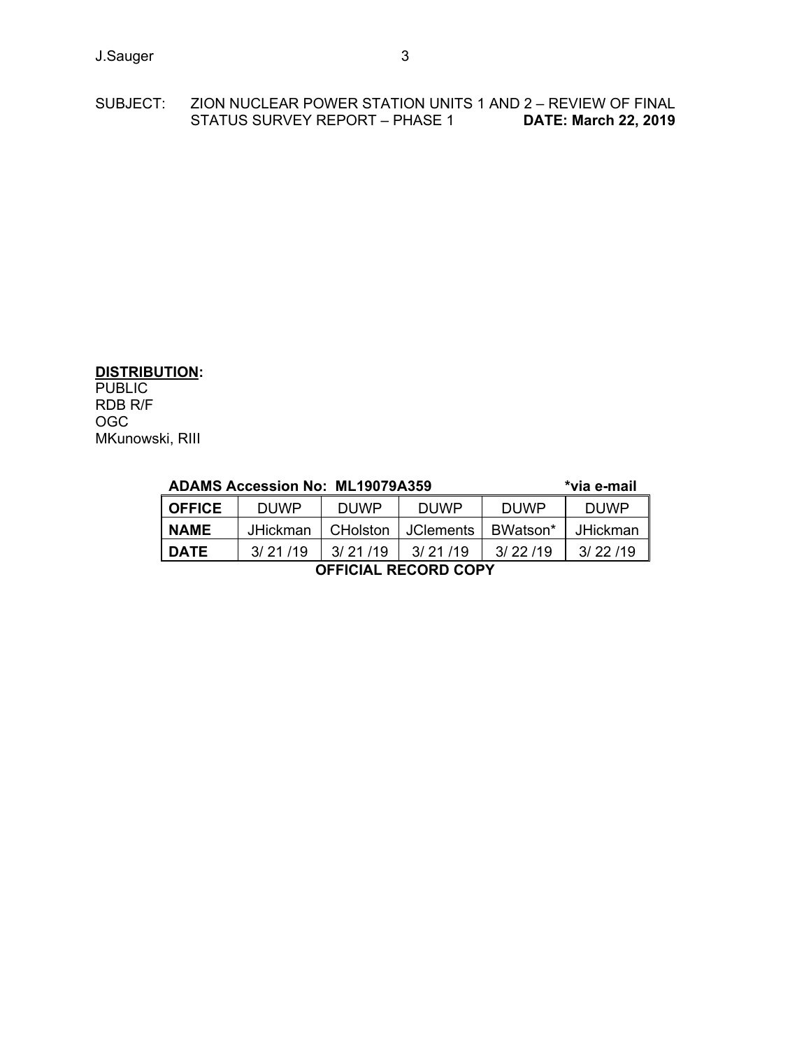SUBJECT: ZION NUCLEAR POWER STATION UNITS 1 AND 2 – REVIEW OF FINAL STATUS SURVEY REPORT – PHASE 1 **DATE: March 22, 2019**

**DISTRIBUTION:**

PUBLIC
RDB R/F
OGC
MKunowski, RIII

**ADAMS Accession No: ML19079A359** **\*via e-mail**

| OFFICE | DUWP | DUWP | DUWP | DUWP | DUWP |
|---|---|---|---|---|---|
| NAME | JHickman | CHolston | JClements | BWatson* | JHickman |
| DATE | 3/ 21 /19 | 3/ 21 /19 | 3/ 21 /19 | 3/ 22 /19 | 3/ 22 /19 |

**OFFICIAL RECORD COPY**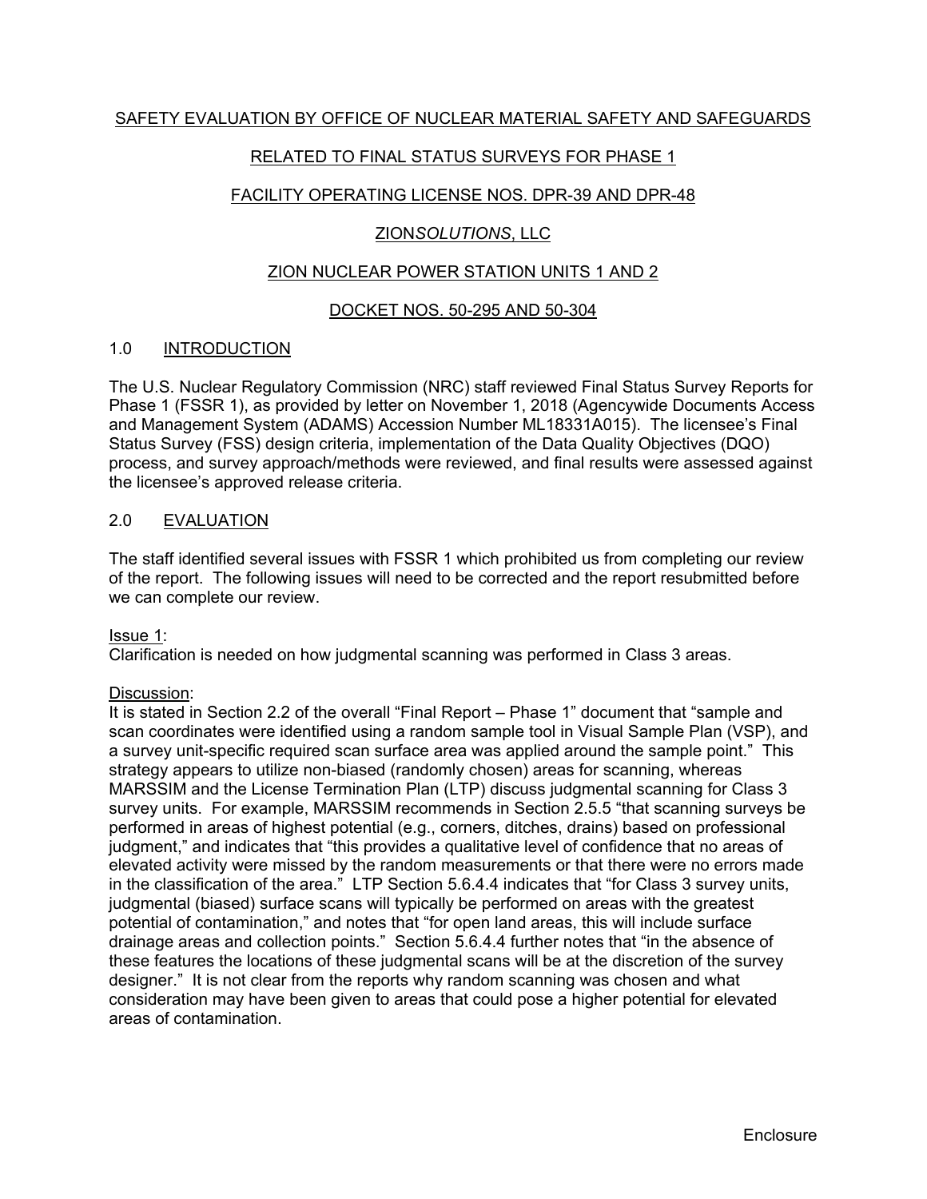SAFETY EVALUATION BY OFFICE OF NUCLEAR MATERIAL SAFETY AND SAFEGUARDS

RELATED TO FINAL STATUS SURVEYS FOR PHASE 1

FACILITY OPERATING LICENSE NOS. DPR-39 AND DPR-48

ZION*SOLUTIONS*, LLC

ZION NUCLEAR POWER STATION UNITS 1 AND 2

DOCKET NOS. 50-295 AND 50-304

## 1.0 INTRODUCTION

The U.S. Nuclear Regulatory Commission (NRC) staff reviewed Final Status Survey Reports for Phase 1 (FSSR 1), as provided by letter on November 1, 2018 (Agencywide Documents Access and Management System (ADAMS) Accession Number ML18331A015). The licensee's Final Status Survey (FSS) design criteria, implementation of the Data Quality Objectives (DQO) process, and survey approach/methods were reviewed, and final results were assessed against the licensee's approved release criteria.

## 2.0 EVALUATION

The staff identified several issues with FSSR 1 which prohibited us from completing our review of the report. The following issues will need to be corrected and the report resubmitted before we can complete our review.

Issue 1:
Clarification is needed on how judgmental scanning was performed in Class 3 areas.

Discussion:
It is stated in Section 2.2 of the overall "Final Report – Phase 1" document that "sample and scan coordinates were identified using a random sample tool in Visual Sample Plan (VSP), and a survey unit-specific required scan surface area was applied around the sample point." This strategy appears to utilize non-biased (randomly chosen) areas for scanning, whereas MARSSIM and the License Termination Plan (LTP) discuss judgmental scanning for Class 3 survey units. For example, MARSSIM recommends in Section 2.5.5 "that scanning surveys be performed in areas of highest potential (e.g., corners, ditches, drains) based on professional judgment," and indicates that "this provides a qualitative level of confidence that no areas of elevated activity were missed by the random measurements or that there were no errors made in the classification of the area." LTP Section 5.6.4.4 indicates that "for Class 3 survey units, judgmental (biased) surface scans will typically be performed on areas with the greatest potential of contamination," and notes that "for open land areas, this will include surface drainage areas and collection points." Section 5.6.4.4 further notes that "in the absence of these features the locations of these judgmental scans will be at the discretion of the survey designer." It is not clear from the reports why random scanning was chosen and what consideration may have been given to areas that could pose a higher potential for elevated areas of contamination.

Enclosure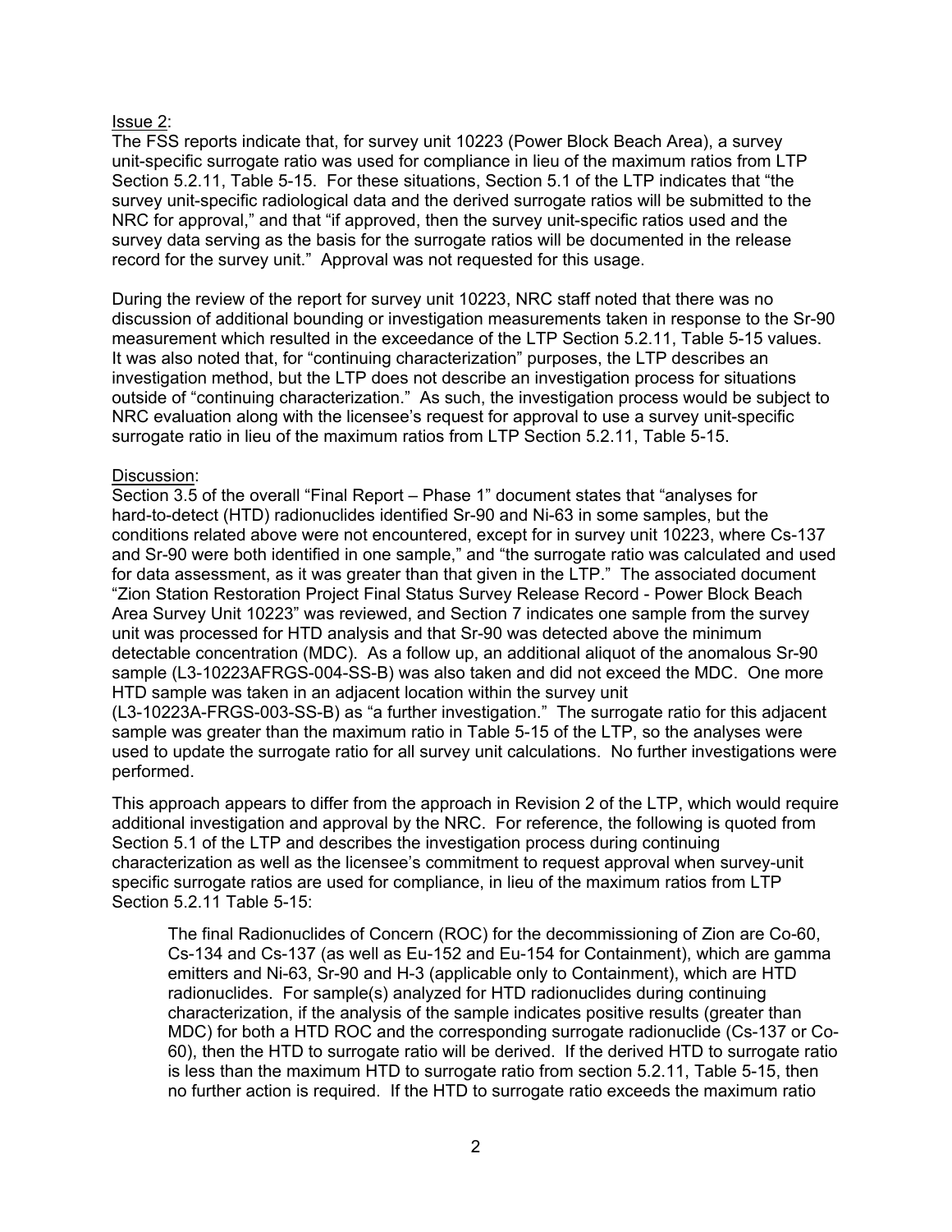Issue 2:

The FSS reports indicate that, for survey unit 10223 (Power Block Beach Area), a survey unit-specific surrogate ratio was used for compliance in lieu of the maximum ratios from LTP Section 5.2.11, Table 5-15. For these situations, Section 5.1 of the LTP indicates that "the survey unit-specific radiological data and the derived surrogate ratios will be submitted to the NRC for approval," and that "if approved, then the survey unit-specific ratios used and the survey data serving as the basis for the surrogate ratios will be documented in the release record for the survey unit." Approval was not requested for this usage.

During the review of the report for survey unit 10223, NRC staff noted that there was no discussion of additional bounding or investigation measurements taken in response to the Sr-90 measurement which resulted in the exceedance of the LTP Section 5.2.11, Table 5-15 values. It was also noted that, for "continuing characterization" purposes, the LTP describes an investigation method, but the LTP does not describe an investigation process for situations outside of "continuing characterization." As such, the investigation process would be subject to NRC evaluation along with the licensee's request for approval to use a survey unit-specific surrogate ratio in lieu of the maximum ratios from LTP Section 5.2.11, Table 5-15.

Discussion:

Section 3.5 of the overall "Final Report – Phase 1" document states that "analyses for hard-to-detect (HTD) radionuclides identified Sr-90 and Ni-63 in some samples, but the conditions related above were not encountered, except for in survey unit 10223, where Cs-137 and Sr-90 were both identified in one sample," and "the surrogate ratio was calculated and used for data assessment, as it was greater than that given in the LTP." The associated document "Zion Station Restoration Project Final Status Survey Release Record - Power Block Beach Area Survey Unit 10223" was reviewed, and Section 7 indicates one sample from the survey unit was processed for HTD analysis and that Sr-90 was detected above the minimum detectable concentration (MDC). As a follow up, an additional aliquot of the anomalous Sr-90 sample (L3-10223AFRGS-004-SS-B) was also taken and did not exceed the MDC. One more HTD sample was taken in an adjacent location within the survey unit (L3-10223A-FRGS-003-SS-B) as "a further investigation." The surrogate ratio for this adjacent sample was greater than the maximum ratio in Table 5-15 of the LTP, so the analyses were used to update the surrogate ratio for all survey unit calculations. No further investigations were performed.

This approach appears to differ from the approach in Revision 2 of the LTP, which would require additional investigation and approval by the NRC. For reference, the following is quoted from Section 5.1 of the LTP and describes the investigation process during continuing characterization as well as the licensee's commitment to request approval when survey-unit specific surrogate ratios are used for compliance, in lieu of the maximum ratios from LTP Section 5.2.11 Table 5-15:

> The final Radionuclides of Concern (ROC) for the decommissioning of Zion are Co-60, Cs-134 and Cs-137 (as well as Eu-152 and Eu-154 for Containment), which are gamma emitters and Ni-63, Sr-90 and H-3 (applicable only to Containment), which are HTD radionuclides. For sample(s) analyzed for HTD radionuclides during continuing characterization, if the analysis of the sample indicates positive results (greater than MDC) for both a HTD ROC and the corresponding surrogate radionuclide (Cs-137 or Co-60), then the HTD to surrogate ratio will be derived. If the derived HTD to surrogate ratio is less than the maximum HTD to surrogate ratio from section 5.2.11, Table 5-15, then no further action is required. If the HTD to surrogate ratio exceeds the maximum ratio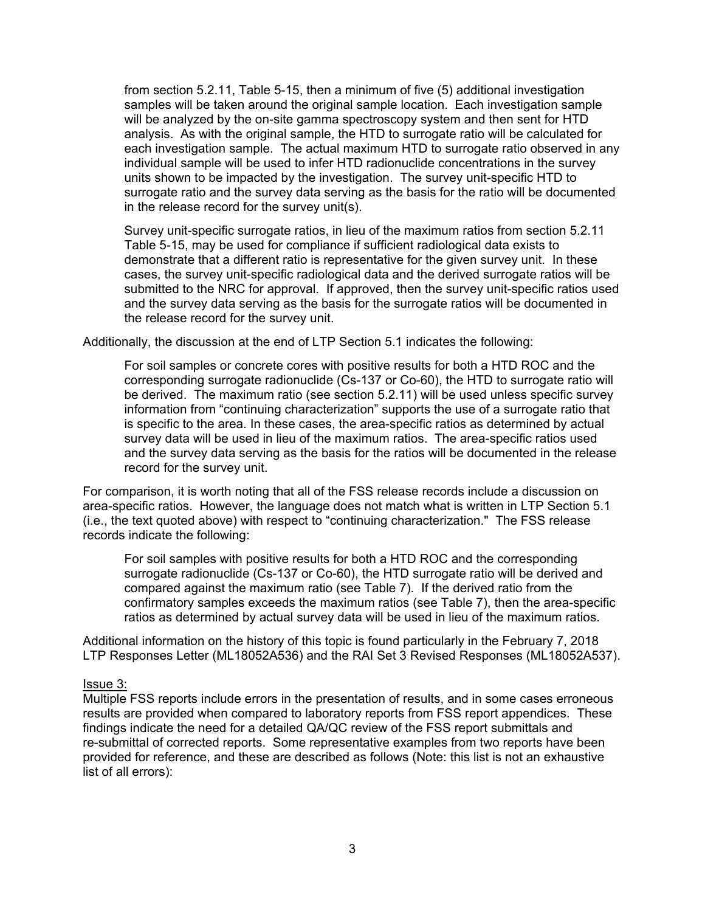> from section 5.2.11, Table 5-15, then a minimum of five (5) additional investigation samples will be taken around the original sample location. Each investigation sample will be analyzed by the on-site gamma spectroscopy system and then sent for HTD analysis. As with the original sample, the HTD to surrogate ratio will be calculated for each investigation sample. The actual maximum HTD to surrogate ratio observed in any individual sample will be used to infer HTD radionuclide concentrations in the survey units shown to be impacted by the investigation. The survey unit-specific HTD to surrogate ratio and the survey data serving as the basis for the ratio will be documented in the release record for the survey unit(s).
>
> Survey unit-specific surrogate ratios, in lieu of the maximum ratios from section 5.2.11 Table 5-15, may be used for compliance if sufficient radiological data exists to demonstrate that a different ratio is representative for the given survey unit. In these cases, the survey unit-specific radiological data and the derived surrogate ratios will be submitted to the NRC for approval. If approved, then the survey unit-specific ratios used and the survey data serving as the basis for the surrogate ratios will be documented in the release record for the survey unit.

Additionally, the discussion at the end of LTP Section 5.1 indicates the following:

> For soil samples or concrete cores with positive results for both a HTD ROC and the corresponding surrogate radionuclide (Cs-137 or Co-60), the HTD to surrogate ratio will be derived. The maximum ratio (see section 5.2.11) will be used unless specific survey information from "continuing characterization" supports the use of a surrogate ratio that is specific to the area. In these cases, the area-specific ratios as determined by actual survey data will be used in lieu of the maximum ratios. The area-specific ratios used and the survey data serving as the basis for the ratios will be documented in the release record for the survey unit.

For comparison, it is worth noting that all of the FSS release records include a discussion on area-specific ratios. However, the language does not match what is written in LTP Section 5.1 (i.e., the text quoted above) with respect to "continuing characterization." The FSS release records indicate the following:

> For soil samples with positive results for both a HTD ROC and the corresponding surrogate radionuclide (Cs-137 or Co-60), the HTD surrogate ratio will be derived and compared against the maximum ratio (see Table 7). If the derived ratio from the confirmatory samples exceeds the maximum ratios (see Table 7), then the area-specific ratios as determined by actual survey data will be used in lieu of the maximum ratios.

Additional information on the history of this topic is found particularly in the February 7, 2018 LTP Responses Letter (ML18052A536) and the RAI Set 3 Revised Responses (ML18052A537).

Issue 3:

Multiple FSS reports include errors in the presentation of results, and in some cases erroneous results are provided when compared to laboratory reports from FSS report appendices. These findings indicate the need for a detailed QA/QC review of the FSS report submittals and re-submittal of corrected reports. Some representative examples from two reports have been provided for reference, and these are described as follows (Note: this list is not an exhaustive list of all errors):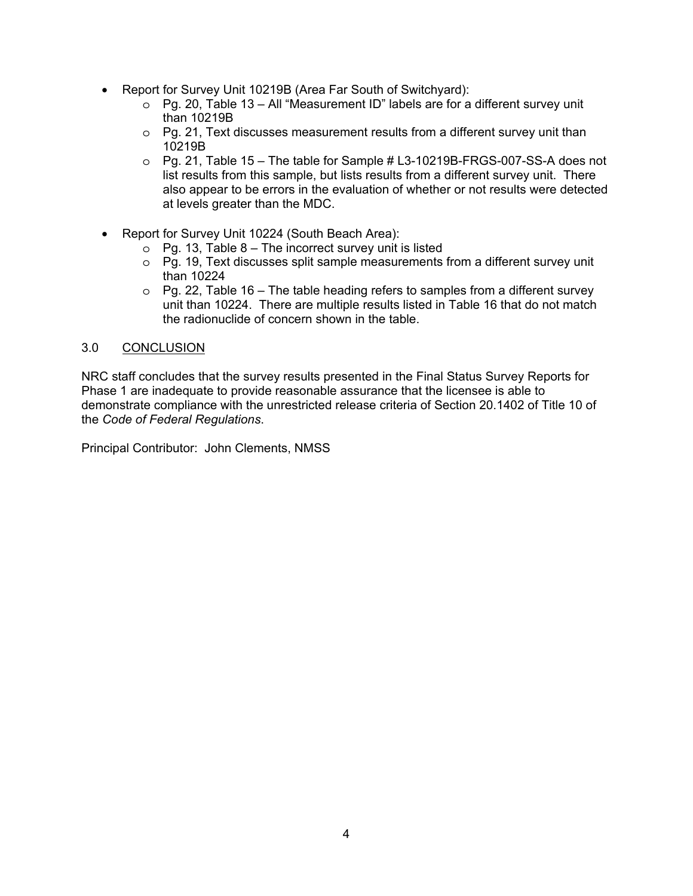- Report for Survey Unit 10219B (Area Far South of Switchyard):
  - Pg. 20, Table 13 – All "Measurement ID" labels are for a different survey unit than 10219B
  - Pg. 21, Text discusses measurement results from a different survey unit than 10219B
  - Pg. 21, Table 15 – The table for Sample # L3-10219B-FRGS-007-SS-A does not list results from this sample, but lists results from a different survey unit. There also appear to be errors in the evaluation of whether or not results were detected at levels greater than the MDC.
- Report for Survey Unit 10224 (South Beach Area):
  - Pg. 13, Table 8 – The incorrect survey unit is listed
  - Pg. 19, Text discusses split sample measurements from a different survey unit than 10224
  - Pg. 22, Table 16 – The table heading refers to samples from a different survey unit than 10224. There are multiple results listed in Table 16 that do not match the radionuclide of concern shown in the table.

## 3.0 CONCLUSION

NRC staff concludes that the survey results presented in the Final Status Survey Reports for Phase 1 are inadequate to provide reasonable assurance that the licensee is able to demonstrate compliance with the unrestricted release criteria of Section 20.1402 of Title 10 of the *Code of Federal Regulations*.

Principal Contributor: John Clements, NMSS